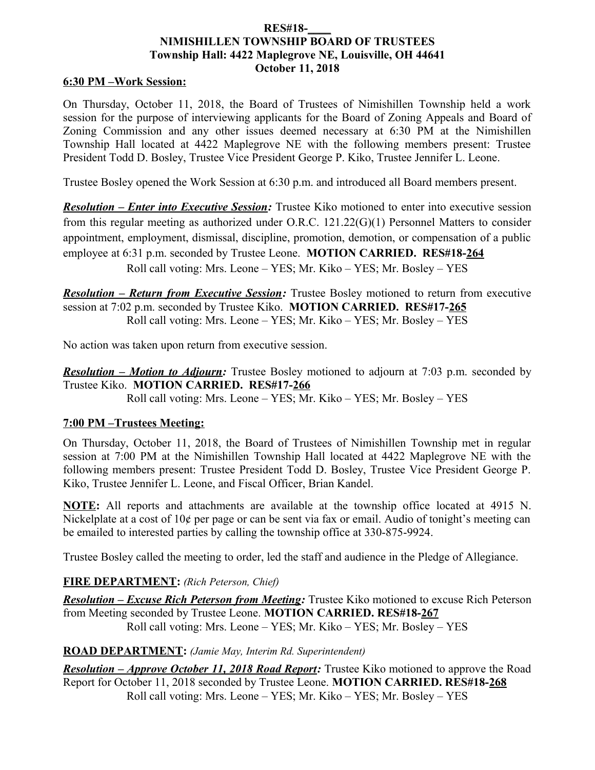**RES#18-\_\_\_\_**

**NIMISHILLEN TOWNSHIP BOARD OF TRUSTEES**

**Township Hall: 4422 Maplegrove NE, Louisville, OH 44641**

**October 11, 2018**

**6:30 PM –Work Session:**

On Thursday, October 11, 2018, the Board of Trustees of Nimishillen Township held a work session for the purpose of interviewing applicants for the Board of Zoning Appeals and Board of Zoning Commission and any other issues deemed necessary at 6:30 PM at the Nimishillen Township Hall located at 4422 Maplegrove NE with the following members present: Trustee President Todd D. Bosley, Trustee Vice President George P. Kiko, Trustee Jennifer L. Leone.

Trustee Bosley opened the Work Session at 6:30 p.m. and introduced all Board members present.

***Resolution – Enter into Executive Session:*** Trustee Kiko motioned to enter into executive session from this regular meeting as authorized under O.R.C. 121.22(G)(1) Personnel Matters to consider appointment, employment, dismissal, discipline, promotion, demotion, or compensation of a public employee at 6:31 p.m. seconded by Trustee Leone. **MOTION CARRIED. RES#18-264**

Roll call voting: Mrs. Leone – YES; Mr. Kiko – YES; Mr. Bosley – YES

***Resolution – Return from Executive Session:*** Trustee Bosley motioned to return from executive session at 7:02 p.m. seconded by Trustee Kiko. **MOTION CARRIED. RES#17-265**

Roll call voting: Mrs. Leone – YES; Mr. Kiko – YES; Mr. Bosley – YES

No action was taken upon return from executive session.

***Resolution – Motion to Adjourn:*** Trustee Bosley motioned to adjourn at 7:03 p.m. seconded by Trustee Kiko. **MOTION CARRIED. RES#17-266**

Roll call voting: Mrs. Leone – YES; Mr. Kiko – YES; Mr. Bosley – YES

**7:00 PM –Trustees Meeting:**

On Thursday, October 11, 2018, the Board of Trustees of Nimishillen Township met in regular session at 7:00 PM at the Nimishillen Township Hall located at 4422 Maplegrove NE with the following members present: Trustee President Todd D. Bosley, Trustee Vice President George P. Kiko, Trustee Jennifer L. Leone, and Fiscal Officer, Brian Kandel.

**NOTE:** All reports and attachments are available at the township office located at 4915 N. Nickelplate at a cost of 10¢ per page or can be sent via fax or email. Audio of tonight's meeting can be emailed to interested parties by calling the township office at 330-875-9924.

Trustee Bosley called the meeting to order, led the staff and audience in the Pledge of Allegiance.

**FIRE DEPARTMENT:** *(Rich Peterson, Chief)*

***Resolution – Excuse Rich Peterson from Meeting:*** Trustee Kiko motioned to excuse Rich Peterson from Meeting seconded by Trustee Leone. **MOTION CARRIED. RES#18-267**

Roll call voting: Mrs. Leone – YES; Mr. Kiko – YES; Mr. Bosley – YES

**ROAD DEPARTMENT:** *(Jamie May, Interim Rd. Superintendent)*

***Resolution – Approve October 11, 2018 Road Report:*** Trustee Kiko motioned to approve the Road Report for October 11, 2018 seconded by Trustee Leone. **MOTION CARRIED. RES#18-268**

Roll call voting: Mrs. Leone – YES; Mr. Kiko – YES; Mr. Bosley – YES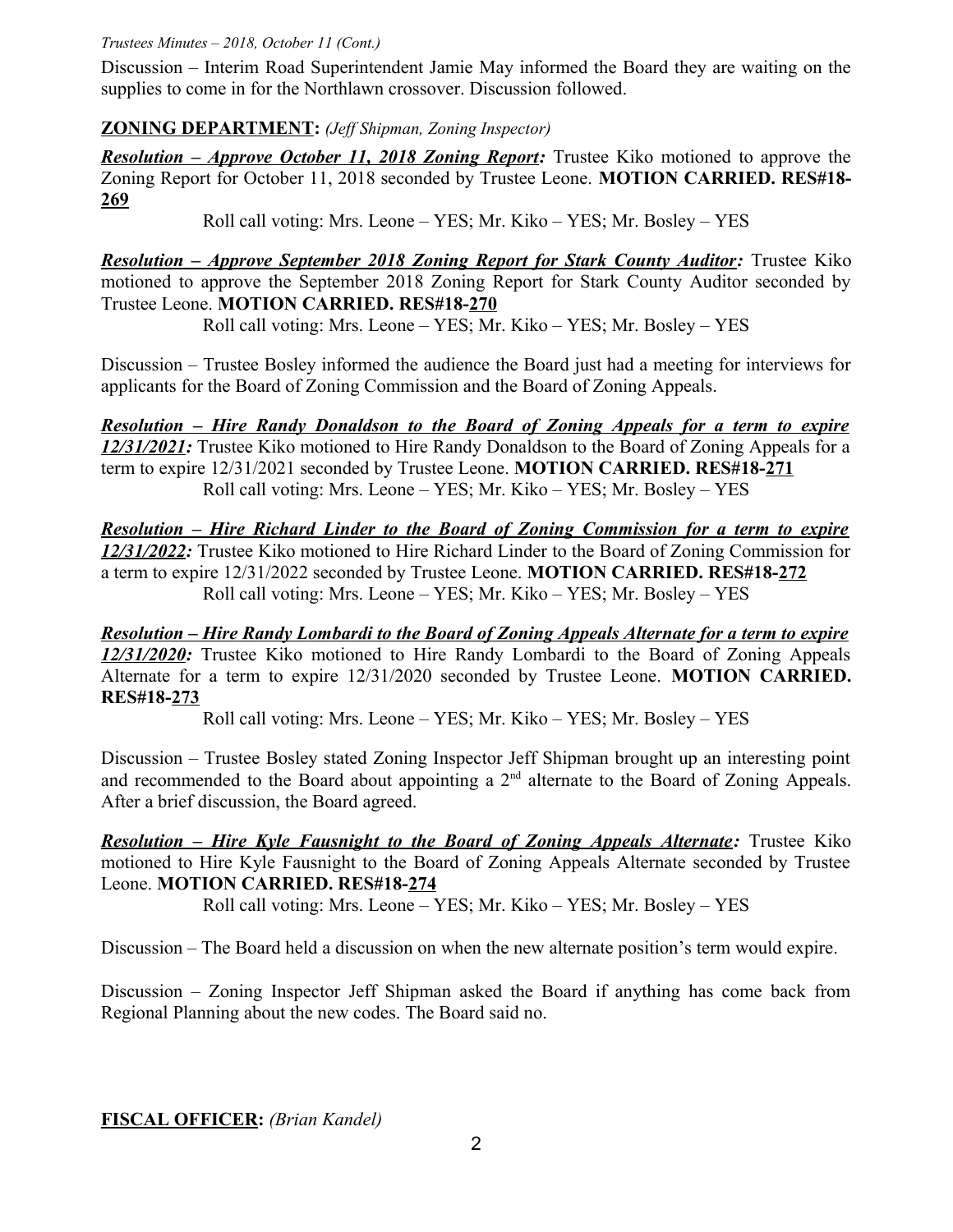Discussion – Interim Road Superintendent Jamie May informed the Board they are waiting on the supplies to come in for the Northlawn crossover. Discussion followed.

## ZONING DEPARTMENT: *(Jeff Shipman, Zoning Inspector)*

***Resolution – Approve October 11, 2018 Zoning Report:*** Trustee Kiko motioned to approve the Zoning Report for October 11, 2018 seconded by Trustee Leone. **MOTION CARRIED. RES#18-269**

Roll call voting: Mrs. Leone – YES; Mr. Kiko – YES; Mr. Bosley – YES

***Resolution – Approve September 2018 Zoning Report for Stark County Auditor:*** Trustee Kiko motioned to approve the September 2018 Zoning Report for Stark County Auditor seconded by Trustee Leone. **MOTION CARRIED. RES#18-270**

Roll call voting: Mrs. Leone – YES; Mr. Kiko – YES; Mr. Bosley – YES

Discussion – Trustee Bosley informed the audience the Board just had a meeting for interviews for applicants for the Board of Zoning Commission and the Board of Zoning Appeals.

***Resolution – Hire Randy Donaldson to the Board of Zoning Appeals for a term to expire 12/31/2021:*** Trustee Kiko motioned to Hire Randy Donaldson to the Board of Zoning Appeals for a term to expire 12/31/2021 seconded by Trustee Leone. **MOTION CARRIED. RES#18-271**

Roll call voting: Mrs. Leone – YES; Mr. Kiko – YES; Mr. Bosley – YES

***Resolution – Hire Richard Linder to the Board of Zoning Commission for a term to expire 12/31/2022:*** Trustee Kiko motioned to Hire Richard Linder to the Board of Zoning Commission for a term to expire 12/31/2022 seconded by Trustee Leone. **MOTION CARRIED. RES#18-272**

Roll call voting: Mrs. Leone – YES; Mr. Kiko – YES; Mr. Bosley – YES

***Resolution – Hire Randy Lombardi to the Board of Zoning Appeals Alternate for a term to expire 12/31/2020:*** Trustee Kiko motioned to Hire Randy Lombardi to the Board of Zoning Appeals Alternate for a term to expire 12/31/2020 seconded by Trustee Leone. **MOTION CARRIED. RES#18-273**

Roll call voting: Mrs. Leone – YES; Mr. Kiko – YES; Mr. Bosley – YES

Discussion – Trustee Bosley stated Zoning Inspector Jeff Shipman brought up an interesting point and recommended to the Board about appointing a 2nd alternate to the Board of Zoning Appeals. After a brief discussion, the Board agreed.

***Resolution – Hire Kyle Fausnight to the Board of Zoning Appeals Alternate:*** Trustee Kiko motioned to Hire Kyle Fausnight to the Board of Zoning Appeals Alternate seconded by Trustee Leone. **MOTION CARRIED. RES#18-274**

Roll call voting: Mrs. Leone – YES; Mr. Kiko – YES; Mr. Bosley – YES

Discussion – The Board held a discussion on when the new alternate position's term would expire.

Discussion – Zoning Inspector Jeff Shipman asked the Board if anything has come back from Regional Planning about the new codes. The Board said no.

## FISCAL OFFICER: *(Brian Kandel)*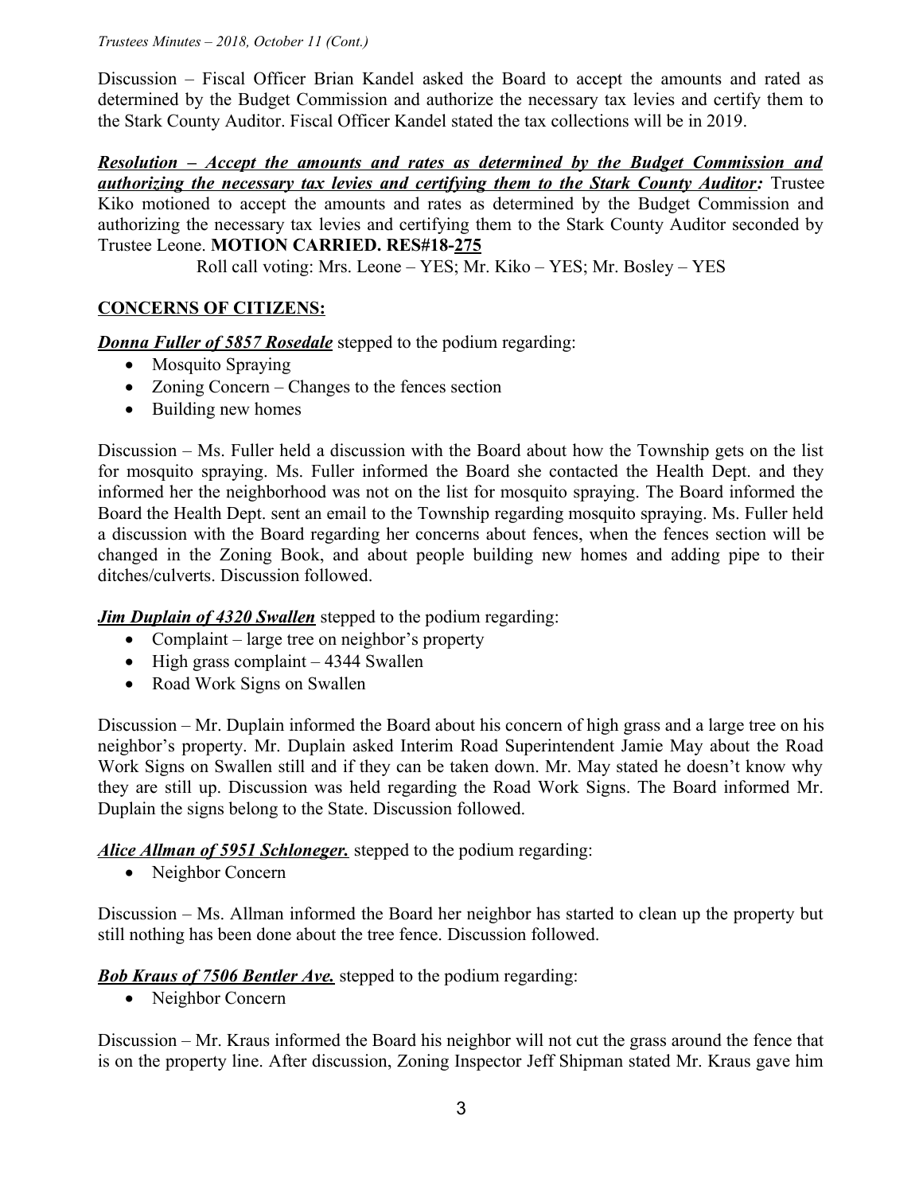Discussion – Fiscal Officer Brian Kandel asked the Board to accept the amounts and rated as determined by the Budget Commission and authorize the necessary tax levies and certify them to the Stark County Auditor. Fiscal Officer Kandel stated the tax collections will be in 2019.

***Resolution – Accept the amounts and rates as determined by the Budget Commission and authorizing the necessary tax levies and certifying them to the Stark County Auditor:*** Trustee Kiko motioned to accept the amounts and rates as determined by the Budget Commission and authorizing the necessary tax levies and certifying them to the Stark County Auditor seconded by Trustee Leone. **MOTION CARRIED. RES#18-275**

Roll call voting: Mrs. Leone – YES; Mr. Kiko – YES; Mr. Bosley – YES

## CONCERNS OF CITIZENS:

***Donna Fuller of 5857 Rosedale*** stepped to the podium regarding:

- Mosquito Spraying
- Zoning Concern – Changes to the fences section
- Building new homes

Discussion – Ms. Fuller held a discussion with the Board about how the Township gets on the list for mosquito spraying. Ms. Fuller informed the Board she contacted the Health Dept. and they informed her the neighborhood was not on the list for mosquito spraying. The Board informed the Board the Health Dept. sent an email to the Township regarding mosquito spraying. Ms. Fuller held a discussion with the Board regarding her concerns about fences, when the fences section will be changed in the Zoning Book, and about people building new homes and adding pipe to their ditches/culverts. Discussion followed.

***Jim Duplain of 4320 Swallen*** stepped to the podium regarding:

- Complaint – large tree on neighbor's property
- High grass complaint – 4344 Swallen
- Road Work Signs on Swallen

Discussion – Mr. Duplain informed the Board about his concern of high grass and a large tree on his neighbor's property. Mr. Duplain asked Interim Road Superintendent Jamie May about the Road Work Signs on Swallen still and if they can be taken down. Mr. May stated he doesn't know why they are still up. Discussion was held regarding the Road Work Signs. The Board informed Mr. Duplain the signs belong to the State. Discussion followed.

***Alice Allman of 5951 Schloneger.*** stepped to the podium regarding:

- Neighbor Concern

Discussion – Ms. Allman informed the Board her neighbor has started to clean up the property but still nothing has been done about the tree fence. Discussion followed.

***Bob Kraus of 7506 Bentler Ave.*** stepped to the podium regarding:

- Neighbor Concern

Discussion – Mr. Kraus informed the Board his neighbor will not cut the grass around the fence that is on the property line. After discussion, Zoning Inspector Jeff Shipman stated Mr. Kraus gave him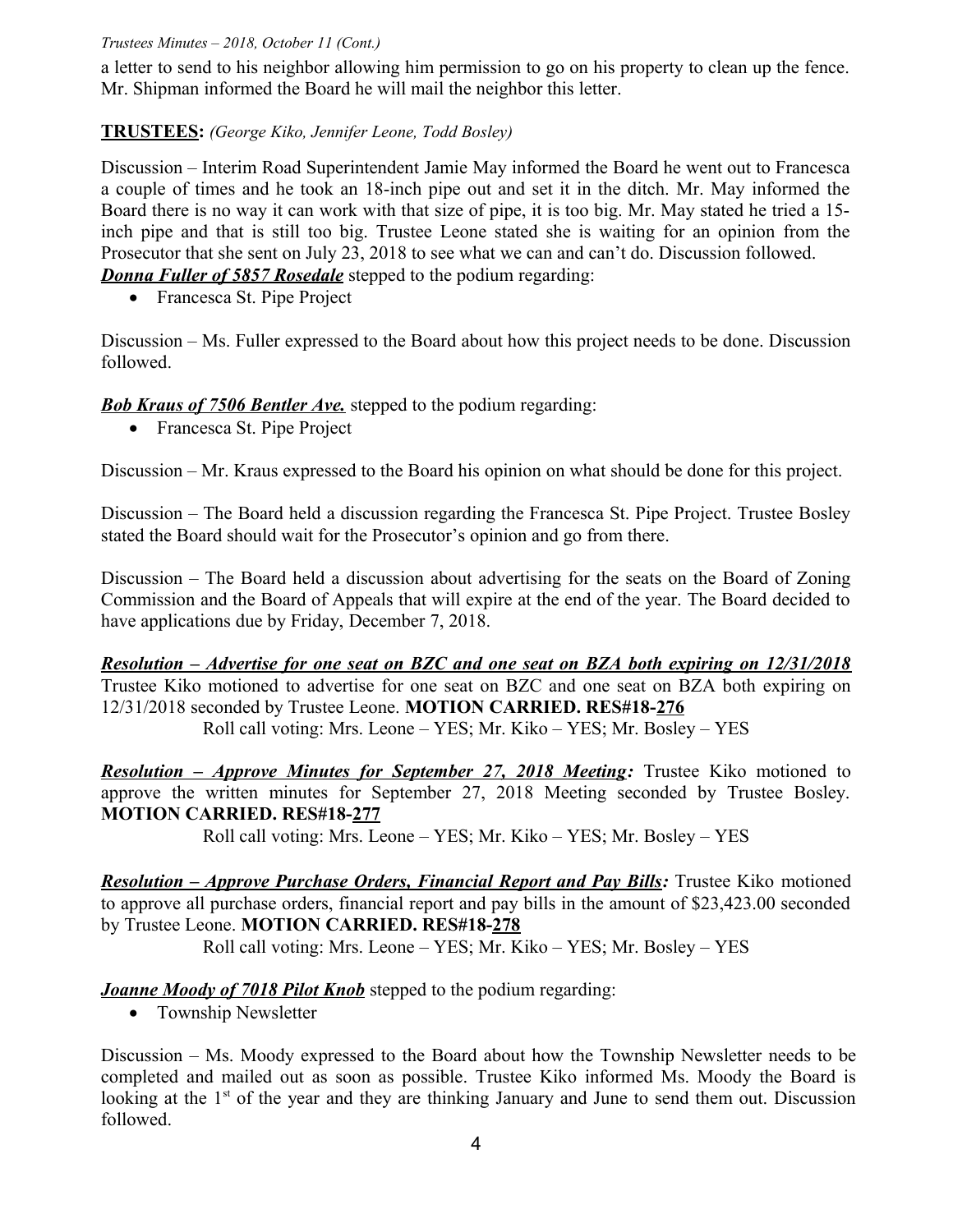a letter to send to his neighbor allowing him permission to go on his property to clean up the fence. Mr. Shipman informed the Board he will mail the neighbor this letter.

**TRUSTEES:** *(George Kiko, Jennifer Leone, Todd Bosley)*

Discussion – Interim Road Superintendent Jamie May informed the Board he went out to Francesca a couple of times and he took an 18-inch pipe out and set it in the ditch. Mr. May informed the Board there is no way it can work with that size of pipe, it is too big. Mr. May stated he tried a 15-inch pipe and that is still too big. Trustee Leone stated she is waiting for an opinion from the Prosecutor that she sent on July 23, 2018 to see what we can and can't do. Discussion followed.

***Donna Fuller of 5857 Rosedale*** stepped to the podium regarding:

- Francesca St. Pipe Project

Discussion – Ms. Fuller expressed to the Board about how this project needs to be done. Discussion followed.

***Bob Kraus of 7506 Bentler Ave.*** stepped to the podium regarding:

- Francesca St. Pipe Project

Discussion – Mr. Kraus expressed to the Board his opinion on what should be done for this project.

Discussion – The Board held a discussion regarding the Francesca St. Pipe Project. Trustee Bosley stated the Board should wait for the Prosecutor's opinion and go from there.

Discussion – The Board held a discussion about advertising for the seats on the Board of Zoning Commission and the Board of Appeals that will expire at the end of the year. The Board decided to have applications due by Friday, December 7, 2018.

***Resolution – Advertise for one seat on BZC and one seat on BZA both expiring on 12/31/2018*** Trustee Kiko motioned to advertise for one seat on BZC and one seat on BZA both expiring on 12/31/2018 seconded by Trustee Leone. **MOTION CARRIED. RES#18-276**

Roll call voting: Mrs. Leone – YES; Mr. Kiko – YES; Mr. Bosley – YES

***Resolution – Approve Minutes for September 27, 2018 Meeting:*** Trustee Kiko motioned to approve the written minutes for September 27, 2018 Meeting seconded by Trustee Bosley. **MOTION CARRIED. RES#18-277**

Roll call voting: Mrs. Leone – YES; Mr. Kiko – YES; Mr. Bosley – YES

***Resolution – Approve Purchase Orders, Financial Report and Pay Bills:*** Trustee Kiko motioned to approve all purchase orders, financial report and pay bills in the amount of $23,423.00 seconded by Trustee Leone. **MOTION CARRIED. RES#18-278**

Roll call voting: Mrs. Leone – YES; Mr. Kiko – YES; Mr. Bosley – YES

***Joanne Moody of 7018 Pilot Knob*** stepped to the podium regarding:

- Township Newsletter

Discussion – Ms. Moody expressed to the Board about how the Township Newsletter needs to be completed and mailed out as soon as possible. Trustee Kiko informed Ms. Moody the Board is looking at the 1st of the year and they are thinking January and June to send them out. Discussion followed.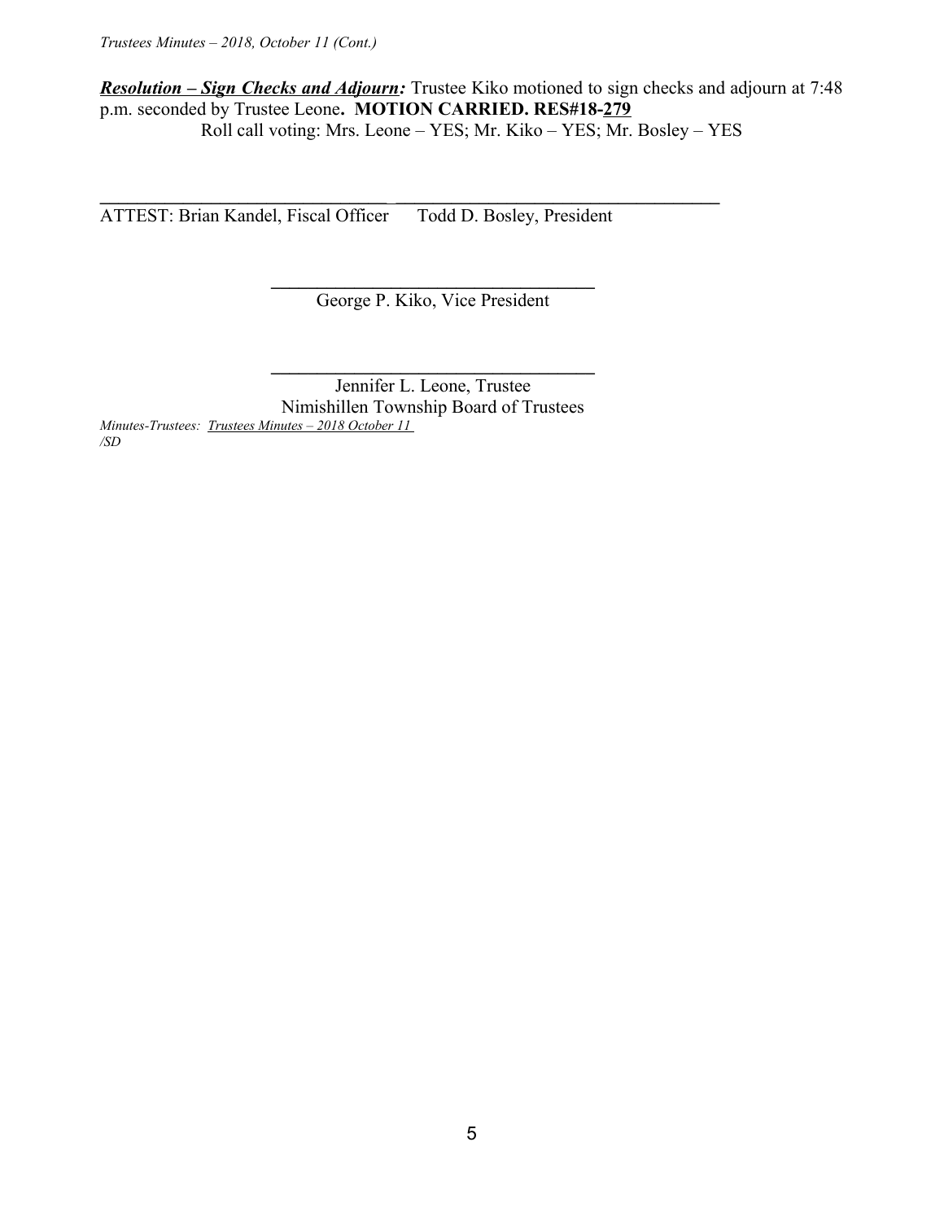***Resolution – Sign Checks and Adjourn:*** Trustee Kiko motioned to sign checks and adjourn at 7:48 p.m. seconded by Trustee Leone. **MOTION CARRIED. RES#18-279**

Roll call voting: Mrs. Leone – YES; Mr. Kiko – YES; Mr. Bosley – YES

\_\_\_\_\_\_\_\_\_\_\_\_\_\_\_\_\_\_\_\_\_\_\_\_\_\_\_\_\_\_\_\_ \_\_\_\_\_\_\_\_\_\_\_\_\_\_\_\_\_\_\_\_\_\_\_\_\_\_\_\_\_\_\_\_\_\_\_\_

ATTEST: Brian Kandel, Fiscal Officer      Todd D. Bosley, President

\_\_\_\_\_\_\_\_\_\_\_\_\_\_\_\_\_\_\_\_\_\_\_\_\_\_\_\_\_\_\_\_\_\_\_\_

George P. Kiko, Vice President

\_\_\_\_\_\_\_\_\_\_\_\_\_\_\_\_\_\_\_\_\_\_\_\_\_\_\_\_\_\_\_\_\_\_\_\_

Jennifer L. Leone, Trustee

Nimishillen Township Board of Trustees

*Minutes-Trustees: Trustees Minutes – 2018 October 11*

*/SD*